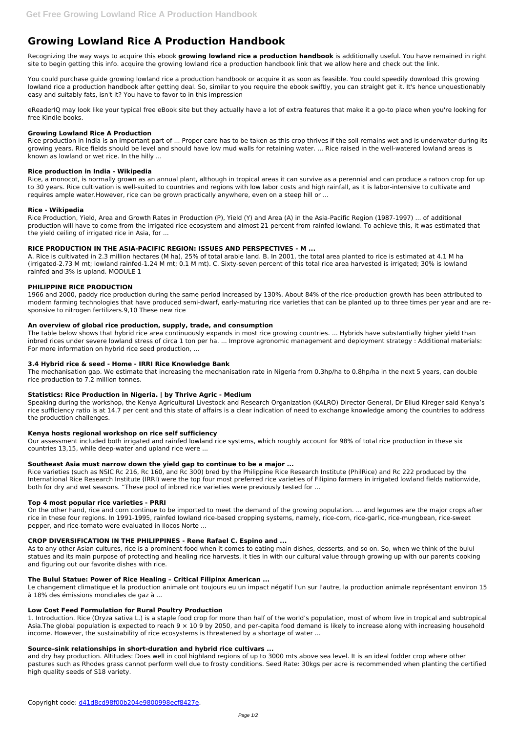# Growing Lowland Rice A Production Handbook

Recognizing the way ways to acquire this ebook **growing lowland rice a production handbook** is additionally useful. You have remained in right site to begin getting this info. acquire the growing lowland rice a production handbook link that we allow here and check out the link.

You could purchase guide growing lowland rice a production handbook or acquire it as soon as feasible. You could speedily download this growing lowland rice a production handbook after getting deal. So, similar to you require the ebook swiftly, you can straight get it. It's hence unquestionably easy and suitably fats, isn't it? You have to favor to in this impression

eReaderIQ may look like your typical free eBook site but they actually have a lot of extra features that make it a go-to place when you're looking for free Kindle books.

### Growing Lowland Rice A Production

Rice production in India is an important part of ... Proper care has to be taken as this crop thrives if the soil remains wet and is underwater during its growing years. Rice fields should be level and should have low mud walls for retaining water. ... Rice raised in the well-watered lowland areas is known as lowland or wet rice. In the hilly ...

### Rice production in India - Wikipedia

Rice, a monocot, is normally grown as an annual plant, although in tropical areas it can survive as a perennial and can produce a ratoon crop for up to 30 years. Rice cultivation is well-suited to countries and regions with low labor costs and high rainfall, as it is labor-intensive to cultivate and requires ample water.However, rice can be grown practically anywhere, even on a steep hill or ...

### Rice - Wikipedia

Rice Production, Yield, Area and Growth Rates in Production (P), Yield (Y) and Area (A) in the Asia-Pacific Region (1987-1997) ... of additional production will have to come from the irrigated rice ecosystem and almost 21 percent from rainfed lowland. To achieve this, it was estimated that the yield ceiling of irrigated rice in Asia, for ...

### RICE PRODUCTION IN THE ASIA-PACIFIC REGION: ISSUES AND PERSPECTIVES - M ...

A. Rice is cultivated in 2.3 million hectares (M ha), 25% of total arable land. B. In 2001, the total area planted to rice is estimated at 4.1 M ha (irrigated-2.73 M mt; lowland rainfed-1.24 M mt; 0.1 M mt). C. Sixty-seven percent of this total rice area harvested is irrigated; 30% is lowland rainfed and 3% is upland. MODULE 1

### PHILIPPINE RICE PRODUCTION

1966 and 2000, paddy rice production during the same period increased by 130%. About 84% of the rice-production growth has been attributed to modern farming technologies that have produced semi-dwarf, early-maturing rice varieties that can be planted up to three times per year and are re-sponsive to nitrogen fertilizers.9,10 These new rice

### An overview of global rice production, supply, trade, and consumption

The table below shows that hybrid rice area continuously expands in most rice growing countries. ... Hybrids have substantially higher yield than inbred rices under severe lowland stress of circa 1 ton per ha. ... Improve agronomic management and deployment strategy : Additional materials: For more information on hybrid rice seed production, ...

### 3.4 Hybrid rice & seed - Home - IRRI Rice Knowledge Bank

The mechanisation gap. We estimate that increasing the mechanisation rate in Nigeria from 0.3hp/ha to 0.8hp/ha in the next 5 years, can double rice production to 7.2 million tonnes.

### Statistics: Rice Production in Nigeria. | by Thrive Agric - Medium

Speaking during the workshop, the Kenya Agricultural Livestock and Research Organization (KALRO) Director General, Dr Eliud Kireger said Kenya's rice sufficiency ratio is at 14.7 per cent and this state of affairs is a clear indication of need to exchange knowledge among the countries to address the production challenges.

### Kenya hosts regional workshop on rice self sufficiency

Our assessment included both irrigated and rainfed lowland rice systems, which roughly account for 98% of total rice production in these six countries 13,15, while deep-water and upland rice were ...

### Southeast Asia must narrow down the yield gap to continue to be a major ...

Rice varieties (such as NSIC Rc 216, Rc 160, and Rc 300) bred by the Philippine Rice Research Institute (PhilRice) and Rc 222 produced by the International Rice Research Institute (IRRI) were the top four most preferred rice varieties of Filipino farmers in irrigated lowland fields nationwide, both for dry and wet seasons. "These pool of inbred rice varieties were previously tested for ...

### Top 4 most popular rice varieties - PRRI

On the other hand, rice and corn continue to be imported to meet the demand of the growing population. ... and legumes are the major crops after rice in these four regions. In 1991-1995, rainfed lowland rice-based cropping systems, namely, rice-corn, rice-garlic, rice-mungbean, rice-sweet pepper, and rice-tomato were evaluated in Ilocos Norte ...

### CROP DIVERSIFICATION IN THE PHILIPPINES - Rene Rafael C. Espino and ...

As to any other Asian cultures, rice is a prominent food when it comes to eating main dishes, desserts, and so on. So, when we think of the bulul statues and its main purpose of protecting and healing rice harvests, it ties in with our cultural value through growing up with our parents cooking and figuring out our favorite dishes with rice.

### The Bulul Statue: Power of Rice Healing – Critical Filipinx American ...

Le changement climatique et la production animale ont toujours eu un impact négatif l'un sur l'autre, la production animale représentant environ 15 à 18% des émissions mondiales de gaz à ...

### Low Cost Feed Formulation for Rural Poultry Production

1. Introduction. Rice (Oryza sativa L.) is a staple food crop for more than half of the world's population, most of whom live in tropical and subtropical Asia.The global population is expected to reach $9 \times 10^9$ by 2050, and per-capita food demand is likely to increase along with increasing household income. However, the sustainability of rice ecosystems is threatened by a shortage of water ...

### Source–sink relationships in short-duration and hybrid rice cultivars ...

and dry hay production. Altitudes: Does well in cool highland regions of up to 3000 mts above sea level. It is an ideal fodder crop where other pastures such as Rhodes grass cannot perform well due to frosty conditions. Seed Rate: 30kgs per acre is recommended when planting the certified high quality seeds of S18 variety.

Copyright code: d41d8cd98f00b204e9800998ecf8427e.